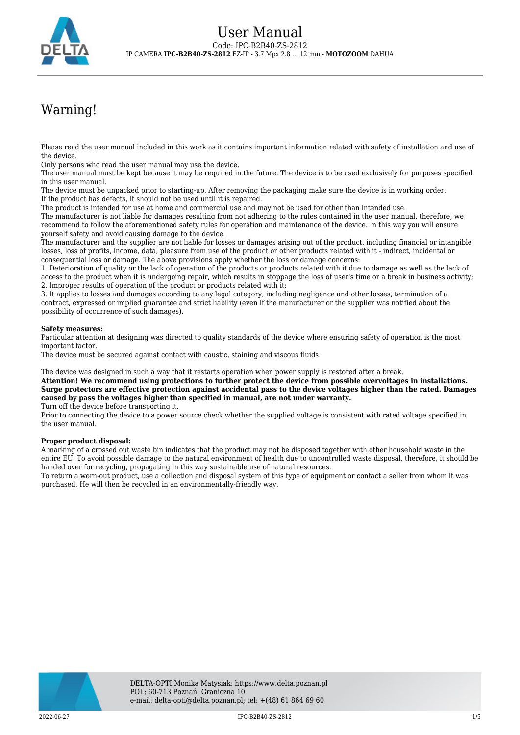# User Manual

Code: IPC-B2B40-ZS-2812

IP CAMERA **IPC-B2B40-ZS-2812** EZ-IP - 3.7 Mpx 2.8 ... 12 mm - **MOTOZOOM** DAHUA

# Warning!

Please read the user manual included in this work as it contains important information related with safety of installation and use of the device.
Only persons who read the user manual may use the device.
The user manual must be kept because it may be required in the future. The device is to be used exclusively for purposes specified in this user manual.
The device must be unpacked prior to starting-up. After removing the packaging make sure the device is in working order.
If the product has defects, it should not be used until it is repaired.
The product is intended for use at home and commercial use and may not be used for other than intended use.
The manufacturer is not liable for damages resulting from not adhering to the rules contained in the user manual, therefore, we recommend to follow the aforementioned safety rules for operation and maintenance of the device. In this way you will ensure yourself safety and avoid causing damage to the device.
The manufacturer and the supplier are not liable for losses or damages arising out of the product, including financial or intangible losses, loss of profits, income, data, pleasure from use of the product or other products related with it - indirect, incidental or consequential loss or damage. The above provisions apply whether the loss or damage concerns:
1. Deterioration of quality or the lack of operation of the products or products related with it due to damage as well as the lack of access to the product when it is undergoing repair, which results in stoppage the loss of user's time or a break in business activity;
2. Improper results of operation of the product or products related with it;
3. It applies to losses and damages according to any legal category, including negligence and other losses, termination of a contract, expressed or implied guarantee and strict liability (even if the manufacturer or the supplier was notified about the possibility of occurrence of such damages).

**Safety measures:**
Particular attention at designing was directed to quality standards of the device where ensuring safety of operation is the most important factor.
The device must be secured against contact with caustic, staining and viscous fluids.

The device was designed in such a way that it restarts operation when power supply is restored after a break.
**Attention! We recommend using protections to further protect the device from possible overvoltages in installations. Surge protectors are effective protection against accidental pass to the device voltages higher than the rated. Damages caused by pass the voltages higher than specified in manual, are not under warranty.**
Turn off the device before transporting it.
Prior to connecting the device to a power source check whether the supplied voltage is consistent with rated voltage specified in the user manual.

**Proper product disposal:**
A marking of a crossed out waste bin indicates that the product may not be disposed together with other household waste in the entire EU. To avoid possible damage to the natural environment of health due to uncontrolled waste disposal, therefore, it should be handed over for recycling, propagating in this way sustainable use of natural resources.
To return a worn-out product, use a collection and disposal system of this type of equipment or contact a seller from whom it was purchased. He will then be recycled in an environmentally-friendly way.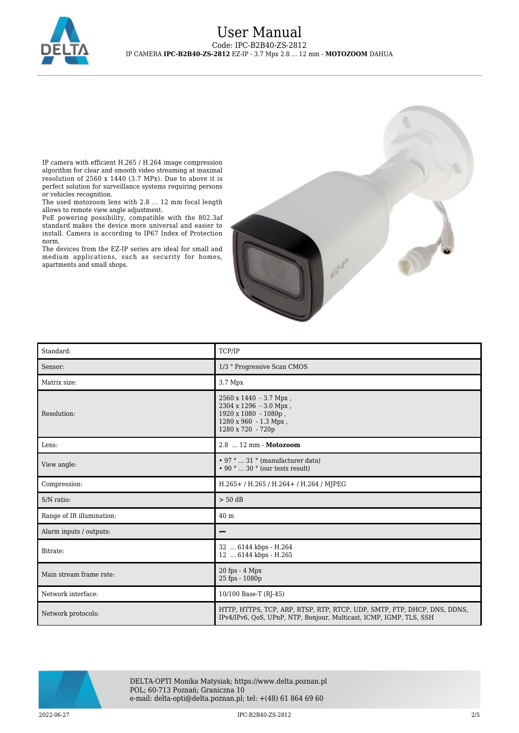IP camera with efficient H.265 / H.264 image compression algorithm for clear and smooth video streaming at maximal resolution of 2560 x 1440 (3.7 MPx). Due to above it is perfect solution for surveillance systems requiring persons or vehicles recognition.
The used motozoom lens with 2.8 ... 12 mm focal length allows to remote view angle adjustment.
PoE powering possibility, compatible with the 802.3af standard makes the device more universal and easier to install. Camera is according to IP67 Index of Protection norm.
The devices from the EZ-IP series are ideal for small and medium applications, such as security for homes, apartments and small shops.

| | |
|---|---|
| Standard: | TCP/IP |
| Sensor: | 1/3 " Progressive Scan CMOS |
| Matrix size: | 3.7 Mpx |
| Resolution: | 2560 x 1440 - 3.7 Mpx ,<br>2304 x 1296 - 3.0 Mpx ,<br>1920 x 1080 - 1080p ,<br>1280 x 960 - 1.3 Mpx ,<br>1280 x 720 - 720p |
| Lens: | 2.8 ... 12 mm - **Motozoom** |
| View angle: | • 97 ° ... 31 ° (manufacturer data)<br>• 90 ° ... 30 ° (our tests result) |
| Compression: | H.265+ / H.265 / H.264+ / H.264 / MJPEG |
| S/N ratio: | > 50 dB |
| Range of IR illumination: | 40 m |
| Alarm inputs / outputs: | – |
| Bitrate: | 32 ... 6144 kbps - H.264<br>12 ... 6144 kbps - H.265 |
| Main stream frame rate: | 20 fps - 4 Mpx<br>25 fps - 1080p |
| Network interface: | 10/100 Base-T (RJ-45) |
| Network protocols: | HTTP, HTTPS, TCP, ARP, RTSP, RTP, RTCP, UDP, SMTP, FTP, DHCP, DNS, DDNS, IPv4/IPv6, QoS, UPnP, NTP, Bonjour, Multicast, ICMP, IGMP, TLS, SSH |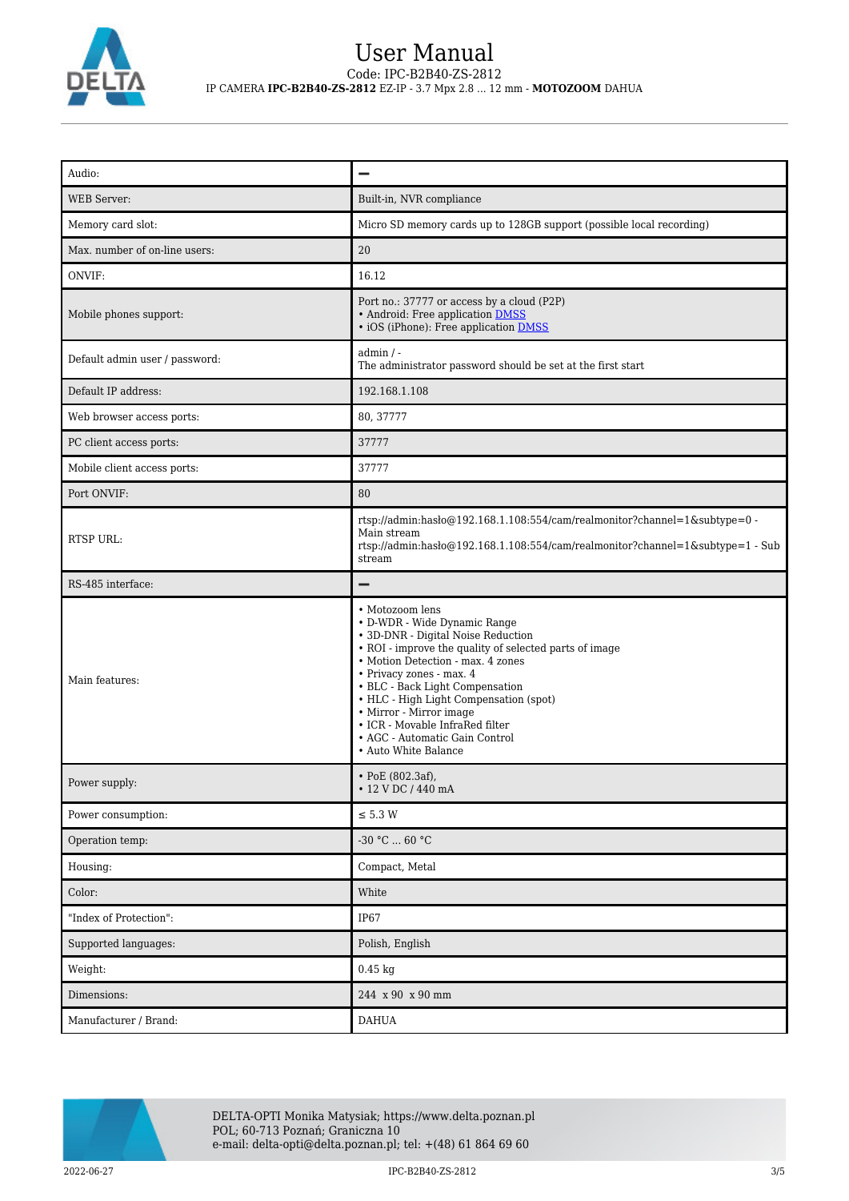| Audio: | – |
|---|---|
| WEB Server: | Built-in, NVR compliance |
| Memory card slot: | Micro SD memory cards up to 128GB support (possible local recording) |
| Max. number of on-line users: | 20 |
| ONVIF: | 16.12 |
| Mobile phones support: | Port no.: 37777 or access by a cloud (P2P)<br>• Android: Free application DMSS<br>• iOS (iPhone): Free application DMSS |
| Default admin user / password: | admin / -<br>The administrator password should be set at the first start |
| Default IP address: | 192.168.1.108 |
| Web browser access ports: | 80, 37777 |
| PC client access ports: | 37777 |
| Mobile client access ports: | 37777 |
| Port ONVIF: | 80 |
| RTSP URL: | rtsp://admin:hasło@192.168.1.108:554/cam/realmonitor?channel=1&subtype=0 - Main stream<br>rtsp://admin:hasło@192.168.1.108:554/cam/realmonitor?channel=1&subtype=1 - Sub stream |
| RS-485 interface: | – |
| Main features: | • Motozoom lens<br>• D-WDR - Wide Dynamic Range<br>• 3D-DNR - Digital Noise Reduction<br>• ROI - improve the quality of selected parts of image<br>• Motion Detection - max. 4 zones<br>• Privacy zones - max. 4<br>• BLC - Back Light Compensation<br>• HLC - High Light Compensation (spot)<br>• Mirror - Mirror image<br>• ICR - Movable InfraRed filter<br>• AGC - Automatic Gain Control<br>• Auto White Balance |
| Power supply: | • PoE (802.3af),<br>• 12 V DC / 440 mA |
| Power consumption: | ≤ 5.3 W |
| Operation temp: | -30 °C ... 60 °C |
| Housing: | Compact, Metal |
| Color: | White |
| "Index of Protection": | IP67 |
| Supported languages: | Polish, English |
| Weight: | 0.45 kg |
| Dimensions: | 244 x 90 x 90 mm |
| Manufacturer / Brand: | DAHUA |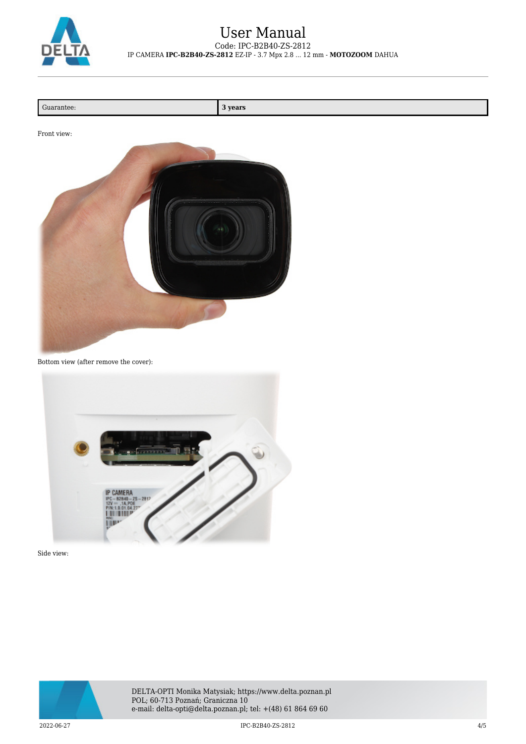| Guarantee: | **3 years** |
| --- | --- |

Front view:

Bottom view (after remove the cover):

Side view: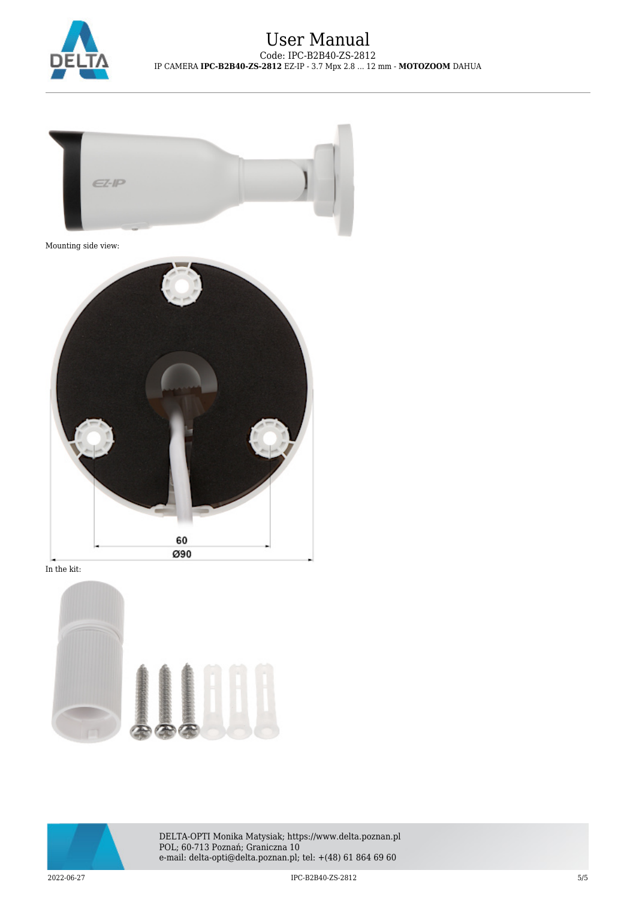Mounting side view:

60

Ø90

In the kit: